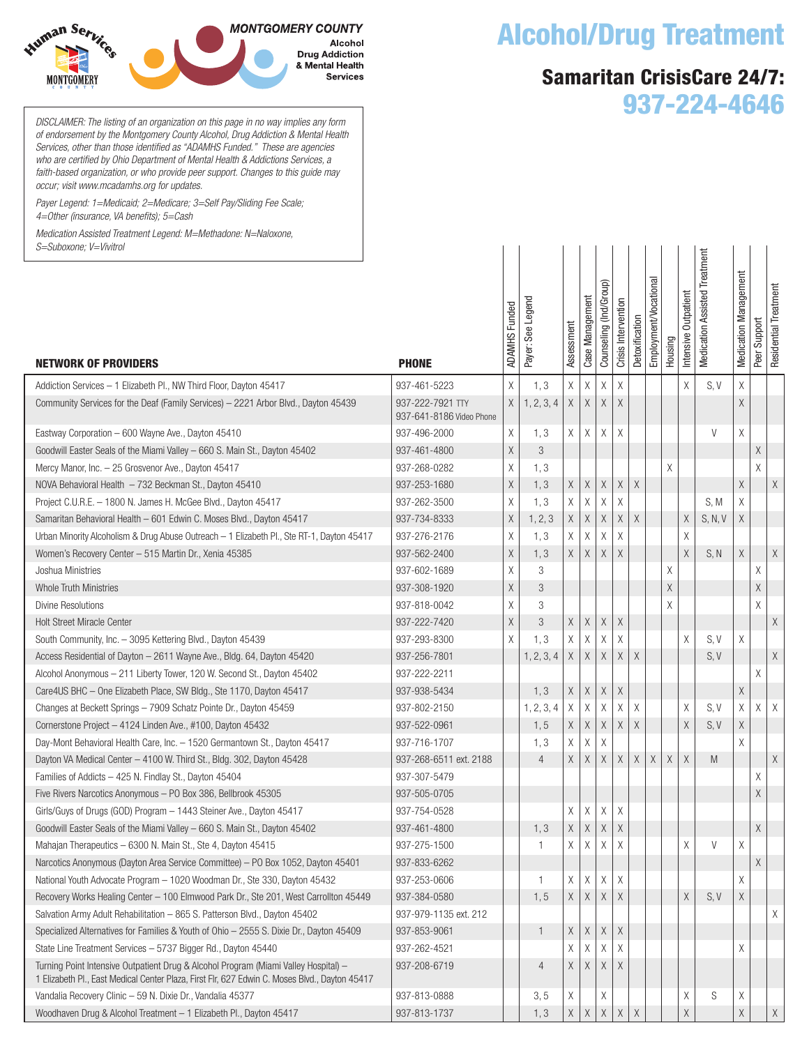MONTGOMERY COUNTY
Alcohol
Drug Addiction
& Mental Health
Services

# Alcohol/Drug Treatment

## Samaritan CrisisCare 24/7: 937-224-4646

*DISCLAIMER: The listing of an organization on this page in no way implies any form of endorsement by the Montgomery County Alcohol, Drug Addiction & Mental Health Services, other than those identified as "ADAMHS Funded." These are agencies who are certified by Ohio Department of Mental Health & Addictions Services, a faith-based organization, or who provide peer support. Changes to this guide may occur; visit www.mcadamhs.org for updates.*

*Payer Legend: 1=Medicaid; 2=Medicare; 3=Self Pay/Sliding Fee Scale; 4=Other (insurance, VA benefits); 5=Cash*

*Medication Assisted Treatment Legend: M=Methadone: N=Naloxone, S=Suboxone; V=Vivitrol*

| NETWORK OF PROVIDERS | PHONE | ADAMHS Funded | Payer: See Legend | Assessment | Case Management | Counseling (Ind/Group) | Crisis Intervention | Detoxification | Employment/Vocational | Housing | Intensive Outpatient | Medication Assisted Treatment | Medication Management | Peer Support | Residential Treatment |
|---|---|---|---|---|---|---|---|---|---|---|---|---|---|---|---|
| Addiction Services – 1 Elizabeth Pl., NW Third Floor, Dayton 45417 | 937-461-5223 | X | 1, 3 | X | X | X | X | | | | X | S, V | X | | |
| Community Services for the Deaf (Family Services) – 2221 Arbor Blvd., Dayton 45439 | 937-222-7921 TTY 937-641-8186 Video Phone | X | 1, 2, 3, 4 | X | X | X | X | | | | | | X | | |
| Eastway Corporation – 600 Wayne Ave., Dayton 45410 | 937-496-2000 | X | 1, 3 | X | X | X | X | | | | | V | X | | |
| Goodwill Easter Seals of the Miami Valley – 660 S. Main St., Dayton 45402 | 937-461-4800 | X | 3 | | | | | | | | | | | X | |
| Mercy Manor, Inc. – 25 Grosvenor Ave., Dayton 45417 | 937-268-0282 | X | 1, 3 | | | | | | | X | | | | X | |
| NOVA Behavioral Health – 732 Beckman St., Dayton 45410 | 937-253-1680 | X | 1, 3 | X | X | X | X | X | | | | | X | | X |
| Project C.U.R.E. – 1800 N. James H. McGee Blvd., Dayton 45417 | 937-262-3500 | X | 1, 3 | X | X | X | X | | | | | S, M | X | | |
| Samaritan Behavioral Health – 601 Edwin C. Moses Blvd., Dayton 45417 | 937-734-8333 | X | 1, 2, 3 | X | X | X | X | X | | | X | S, N, V | X | | |
| Urban Minority Alcoholism & Drug Abuse Outreach – 1 Elizabeth Pl., Ste RT-1, Dayton 45417 | 937-276-2176 | X | 1, 3 | X | X | X | X | | | | X | | | | |
| Women's Recovery Center – 515 Martin Dr., Xenia 45385 | 937-562-2400 | X | 1, 3 | X | X | X | X | | | | X | S, N | X | | X |
| Joshua Ministries | 937-602-1689 | X | 3 | | | | | | | X | | | | X | |
| Whole Truth Ministries | 937-308-1920 | X | 3 | | | | | | | X | | | | X | |
| Divine Resolutions | 937-818-0042 | X | 3 | | | | | | | X | | | | X | |
| Holt Street Miracle Center | 937-222-7420 | X | 3 | X | X | X | X | | | | | | | | X |
| South Community, Inc. – 3095 Kettering Blvd., Dayton 45439 | 937-293-8300 | X | 1, 3 | X | X | X | X | | | | X | S, V | X | | |
| Access Residential of Dayton – 2611 Wayne Ave., Bldg. 64, Dayton 45420 | 937-256-7801 | | 1, 2, 3, 4 | X | X | X | X | X | | | | S, V | | | X |
| Alcohol Anonymous – 211 Liberty Tower, 120 W. Second St., Dayton 45402 | 937-222-2211 | | | | | | | | | | | | | X | |
| Care4US BHC – One Elizabeth Place, SW Bldg., Ste 1170, Dayton 45417 | 937-938-5434 | | 1, 3 | X | X | X | X | | | | | | X | | |
| Changes at Beckett Springs – 7909 Schatz Pointe Dr., Dayton 45459 | 937-802-2150 | | 1, 2, 3, 4 | X | X | X | X | X | | | X | S, V | X | X | X |
| Cornerstone Project – 4124 Linden Ave., #100, Dayton 45432 | 937-522-0961 | | 1, 5 | X | X | X | X | X | | | X | S, V | X | | |
| Day-Mont Behavioral Health Care, Inc. – 1520 Germantown St., Dayton 45417 | 937-716-1707 | | 1, 3 | X | X | X | | | | | | | X | | |
| Dayton VA Medical Center – 4100 W. Third St., Bldg. 302, Dayton 45428 | 937-268-6511 ext. 2188 | | 4 | X | X | X | X | X | X | X | X | M | | | X |
| Families of Addicts – 425 N. Findlay St., Dayton 45404 | 937-307-5479 | | | | | | | | | | | | | X | |
| Five Rivers Narcotics Anonymous – PO Box 386, Bellbrook 45305 | 937-505-0705 | | | | | | | | | | | | | X | |
| Girls/Guys of Drugs (GOD) Program – 1443 Steiner Ave., Dayton 45417 | 937-754-0528 | | | X | X | X | X | | | | | | | | |
| Goodwill Easter Seals of the Miami Valley – 660 S. Main St., Dayton 45402 | 937-461-4800 | | 1, 3 | X | X | X | X | | | | | | | X | |
| Mahajan Therapeutics – 6300 N. Main St., Ste 4, Dayton 45415 | 937-275-1500 | | 1 | X | X | X | X | | | | X | V | X | | |
| Narcotics Anonymous (Dayton Area Service Committee) – PO Box 1052, Dayton 45401 | 937-833-6262 | | | | | | | | | | | | | X | |
| National Youth Advocate Program – 1020 Woodman Dr., Ste 330, Dayton 45432 | 937-253-0606 | | 1 | X | X | X | X | | | | | | X | | |
| Recovery Works Healing Center – 100 Elmwood Park Dr., Ste 201, West Carrollton 45449 | 937-384-0580 | | 1, 5 | X | X | X | X | | | | X | S, V | X | | |
| Salvation Army Adult Rehabilitation – 865 S. Patterson Blvd., Dayton 45402 | 937-979-1135 ext. 212 | | | | | | | | | | | | | | X |
| Specialized Alternatives for Families & Youth of Ohio – 2555 S. Dixie Dr., Dayton 45409 | 937-853-9061 | | 1 | X | X | X | X | | | | | | | | |
| State Line Treatment Services – 5737 Bigger Rd., Dayton 45440 | 937-262-4521 | | | X | X | X | X | | | | | | X | | |
| Turning Point Intensive Outpatient Drug & Alcohol Program (Miami Valley Hospital) – 1 Elizabeth Pl., East Medical Center Plaza, First Flr, 627 Edwin C. Moses Blvd., Dayton 45417 | 937-208-6719 | | 4 | X | X | X | X | | | | | | | | |
| Vandalia Recovery Clinic – 59 N. Dixie Dr., Vandalia 45377 | 937-813-0888 | | 3, 5 | X | | X | | | | | X | S | X | | |
| Woodhaven Drug & Alcohol Treatment – 1 Elizabeth Pl., Dayton 45417 | 937-813-1737 | | 1, 3 | X | X | X | X | X | | | X | | X | | X |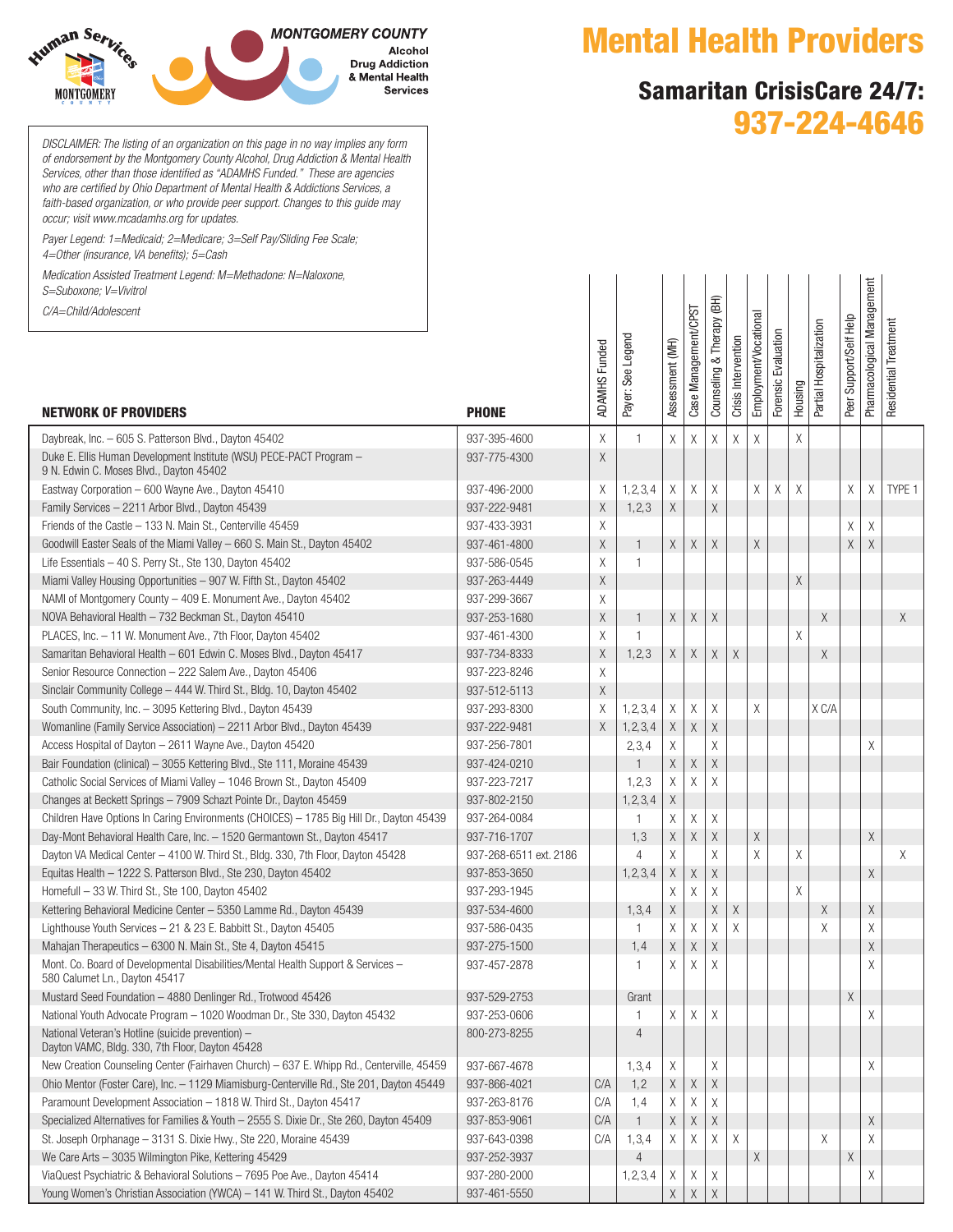# Mental Health Providers

## Samaritan CrisisCare 24/7: 937-224-4646

MONTGOMERY COUNTY Alcohol Drug Addiction & Mental Health Services

*DISCLAIMER: The listing of an organization on this page in no way implies any form of endorsement by the Montgomery County Alcohol, Drug Addiction & Mental Health Services, other than those identified as "ADAMHS Funded." These are agencies who are certified by Ohio Department of Mental Health & Addictions Services, a faith-based organization, or who provide peer support. Changes to this guide may occur; visit www.mcadamhs.org for updates.*

*Payer Legend: 1=Medicaid; 2=Medicare; 3=Self Pay/Sliding Fee Scale; 4=Other (insurance, VA benefits); 5=Cash*

*Medication Assisted Treatment Legend: M=Methadone: N=Naloxone, S=Suboxone; V=Vivitrol*

*C/A=Child/Adolescent*

| NETWORK OF PROVIDERS | PHONE | ADAMHS Funded | Payer: See Legend | Assessment (MH) | Case Management/CPST | Counseling & Therapy (BH) | Crisis Intervention | Employment/Vocational | Forensic Evaluation | Housing | Partial Hospitalization | Peer Support/Self Help | Pharmacological Management | Residential Treatment |
|---|---|---|---|---|---|---|---|---|---|---|---|---|---|---|
| Daybreak, Inc. – 605 S. Patterson Blvd., Dayton 45402 | 937-395-4600 | X | 1 | X | X | X | X | X | | X | | | | |
| Duke E. Ellis Human Development Institute (WSU) PECE-PACT Program – 9 N. Edwin C. Moses Blvd., Dayton 45402 | 937-775-4300 | X | | | | | | | | | | | | |
| Eastway Corporation – 600 Wayne Ave., Dayton 45410 | 937-496-2000 | X | 1,2,3,4 | X | X | X | | X | X | X | | X | X | TYPE 1 |
| Family Services – 2211 Arbor Blvd., Dayton 45439 | 937-222-9481 | X | 1,2,3 | X | | X | | | | | | | | |
| Friends of the Castle – 133 N. Main St., Centerville 45459 | 937-433-3931 | X | | | | | | | | | | X | X | |
| Goodwill Easter Seals of the Miami Valley – 660 S. Main St., Dayton 45402 | 937-461-4800 | X | 1 | X | X | X | | X | | | | X | X | |
| Life Essentials – 40 S. Perry St., Ste 130, Dayton 45402 | 937-586-0545 | X | 1 | | | | | | | | | | | |
| Miami Valley Housing Opportunities – 907 W. Fifth St., Dayton 45402 | 937-263-4449 | X | | | | | | | | X | | | | |
| NAMI of Montgomery County – 409 E. Monument Ave., Dayton 45402 | 937-299-3667 | X | | | | | | | | | | | | |
| NOVA Behavioral Health – 732 Beckman St., Dayton 45410 | 937-253-1680 | X | 1 | X | X | X | | | | | X | | | X |
| PLACES, Inc. – 11 W. Monument Ave., 7th Floor, Dayton 45402 | 937-461-4300 | X | 1 | | | | | | | X | | | | |
| Samaritan Behavioral Health – 601 Edwin C. Moses Blvd., Dayton 45417 | 937-734-8333 | X | 1,2,3 | X | X | X | X | | | | X | | | |
| Senior Resource Connection – 222 Salem Ave., Dayton 45406 | 937-223-8246 | X | | | | | | | | | | | | |
| Sinclair Community College – 444 W. Third St., Bldg. 10, Dayton 45402 | 937-512-5113 | X | | | | | | | | | | | | |
| South Community, Inc. – 3095 Kettering Blvd., Dayton 45439 | 937-293-8300 | X | 1,2,3,4 | X | X | X | | X | | | X C/A | | | |
| Womanline (Family Service Association) – 2211 Arbor Blvd., Dayton 45439 | 937-222-9481 | X | 1,2,3,4 | X | X | X | | | | | | | | |
| Access Hospital of Dayton – 2611 Wayne Ave., Dayton 45420 | 937-256-7801 | | 2,3,4 | X | | X | | | | | | | X | |
| Bair Foundation (clinical) – 3055 Kettering Blvd., Ste 111, Moraine 45439 | 937-424-0210 | | 1 | X | X | X | | | | | | | | |
| Catholic Social Services of Miami Valley – 1046 Brown St., Dayton 45409 | 937-223-7217 | | 1,2,3 | X | X | X | | | | | | | | |
| Changes at Beckett Springs – 7909 Schatz Pointe Dr., Dayton 45459 | 937-802-2150 | | 1,2,3,4 | X | | | | | | | | | | |
| Children Have Options In Caring Environments (CHOICES) – 1785 Big Hill Dr., Dayton 45439 | 937-264-0084 | | 1 | X | X | X | | | | | | | | |
| Day-Mont Behavioral Health Care, Inc. – 1520 Germantown St., Dayton 45417 | 937-716-1707 | | 1,3 | X | X | X | | X | | | | | X | |
| Dayton VA Medical Center – 4100 W. Third St., Bldg. 330, 7th Floor, Dayton 45428 | 937-268-6511 ext. 2186 | | 4 | X | | X | | X | | X | | | | X |
| Equitas Health – 1222 S. Patterson Blvd., Ste 230, Dayton 45402 | 937-853-3650 | | 1,2,3,4 | X | X | X | | | | | | | X | |
| Homefull – 33 W. Third St., Ste 100, Dayton 45402 | 937-293-1945 | | | X | X | X | | | | X | | | | |
| Kettering Behavioral Medicine Center – 5350 Lamme Rd., Dayton 45439 | 937-534-4600 | | 1,3,4 | X | | X | X | | | | X | | X | |
| Lighthouse Youth Services – 21 & 23 E. Babbitt St., Dayton 45405 | 937-586-0435 | | 1 | X | X | X | X | | | | X | | X | |
| Mahajan Therapeutics – 6300 N. Main St., Ste 4, Dayton 45415 | 937-275-1500 | | 1,4 | X | X | X | | | | | | | X | |
| Mont. Co. Board of Developmental Disabilities/Mental Health Support & Services – 580 Calumet Ln., Dayton 45417 | 937-457-2878 | | 1 | X | X | X | | | | | | | X | |
| Mustard Seed Foundation – 4880 Denlinger Rd., Trotwood 45426 | 937-529-2753 | | Grant | | | | | | | | | X | | |
| National Youth Advocate Program – 1020 Woodman Dr., Ste 330, Dayton 45432 | 937-253-0606 | | 1 | X | X | X | | | | | | | X | |
| National Veteran's Hotline (suicide prevention) – Dayton VAMC, Bldg. 330, 7th Floor, Dayton 45428 | 800-273-8255 | | 4 | | | | | | | | | | | |
| New Creation Counseling Center (Fairhaven Church) – 637 E. Whipp Rd., Centerville, 45459 | 937-667-4678 | | 1,3,4 | X | | X | | | | | | | X | |
| Ohio Mentor (Foster Care), Inc. – 1129 Miamisburg-Centerville Rd., Ste 201, Dayton 45449 | 937-866-4021 | C/A | 1,2 | X | X | X | | | | | | | | |
| Paramount Development Association – 1818 W. Third St., Dayton 45417 | 937-263-8176 | C/A | 1,4 | X | X | X | | | | | | | | |
| Specialized Alternatives for Families & Youth – 2555 S. Dixie Dr., Ste 260, Dayton 45409 | 937-853-9061 | C/A | 1 | X | X | X | | | | | | | X | |
| St. Joseph Orphanage – 3131 S. Dixie Hwy., Ste 220, Moraine 45439 | 937-643-0398 | C/A | 1,3,4 | X | X | X | X | | | | X | | X | |
| We Care Arts – 3035 Wilmington Pike, Kettering 45429 | 937-252-3937 | | 4 | | | | | X | | | | X | | |
| ViaQuest Psychiatric & Behavioral Solutions – 7695 Poe Ave., Dayton 45414 | 937-280-2000 | | 1,2,3,4 | X | X | X | | | | | | | X | |
| Young Women's Christian Association (YWCA) – 141 W. Third St., Dayton 45402 | 937-461-5550 | | | X | X | X | | | | | | | | |